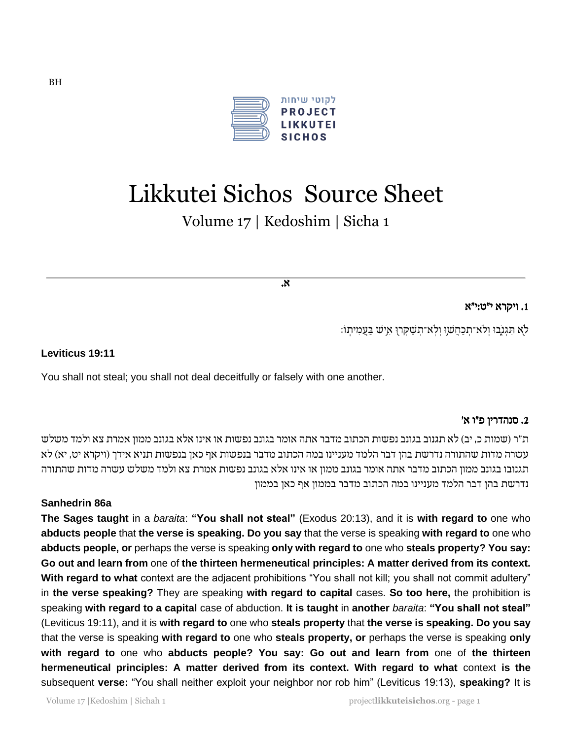BH

לקוטי שיחות
PROJECT LIKKUTEI SICHOS

# Likkutei Sichos Source Sheet

## Volume 17 | Kedoshim | Sicha 1

---

**א.**

### 1. ויקרא י"ט:י"א

לֹ֖א תִּגְנֹ֑בוּ וְלֹא־תְכַחֲשׁ֥וּ וְלֹֽא־תְשַׁקְּר֖וּ אִ֥ישׁ בַּעֲמִיתֽוֹ׃

**Leviticus 19:11**

You shall not steal; you shall not deal deceitfully or falsely with one another.

### 2. סנהדרין פ"ו א'

ת"ר (שמות כ, יב) לא תגנוב בגונב נפשות הכתוב מדבר אתה אומר בגונב נפשות או אינו אלא בגונב ממון אמרת צא ולמד משלש עשרה מדות שהתורה נדרשת בהן דבר הלמד מעניינו במה הכתוב מדבר בנפשות אף כאן בנפשות תניא אידך (ויקרא יט, יא) לא תגנובו בגונב ממון הכתוב מדבר אתה אומר בגונב ממון או אינו אלא בגונב נפשות אמרת צא ולמד משלש עשרה מדות שהתורה נדרשת בהן דבר הלמד מעניינו במה הכתוב מדבר בממון אף כאן בממון

**Sanhedrin 86a**

**The Sages taught** in a *baraita*: **"You shall not steal"** (Exodus 20:13), and it is **with regard to** one who **abducts people** that **the verse is speaking. Do you say** that the verse is speaking **with regard to** one who **abducts people, or** perhaps the verse is speaking **only with regard to** one who **steals property? You say: Go out and learn from** one of **the thirteen hermeneutical principles: A matter derived from its context. With regard to what** context are the adjacent prohibitions "You shall not kill; you shall not commit adultery" in **the verse speaking?** They are speaking **with regard to capital** cases. **So too here,** the prohibition is speaking **with regard to a capital** case of abduction. **It is taught** in **another** *baraita*: **"You shall not steal"** (Leviticus 19:11), and it is **with regard to** one who **steals property** that **the verse is speaking. Do you say** that the verse is speaking **with regard to** one who **steals property, or** perhaps the verse is speaking **only with regard to** one who **abducts people? You say: Go out and learn from** one of **the thirteen hermeneutical principles: A matter derived from its context. With regard to what** context **is the** subsequent **verse:** "You shall neither exploit your neighbor nor rob him" (Leviticus 19:13), **speaking?** It is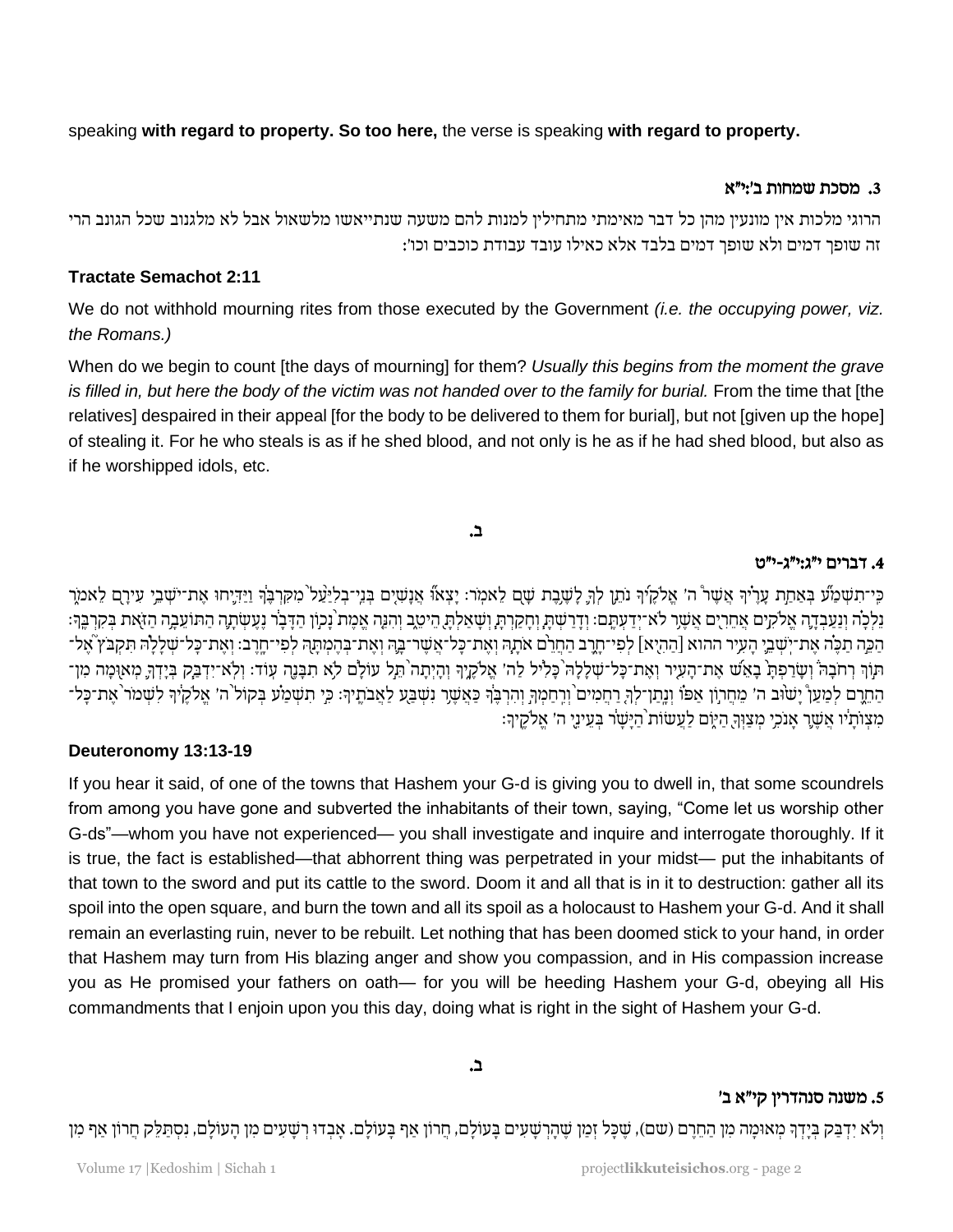speaking **with regard to property. So too here,** the verse is speaking **with regard to property.**

### 3. מסכת שמחות ב':י"א

הרוגי מלכות אין מונעין מהן כל דבר מאימתי מתחילין למנות להם משעה שנתייאשו מלשאול אבל לא מלגנוב שכל הגונב הרי זה שופך דמים ולא שופך דמים בלבד אלא כאילו עובד עבודת כוכבים וכו':

**Tractate Semachot 2:11**

We do not withhold mourning rites from those executed by the Government *(i.e. the occupying power, viz. the Romans.)*

When do we begin to count [the days of mourning] for them? *Usually this begins from the moment the grave is filled in, but here the body of the victim was not handed over to the family for burial.* From the time that [the relatives] despaired in their appeal [for the body to be delivered to them for burial], but not [given up the hope] of stealing it. For he who steals is as if he shed blood, and not only is he as if he had shed blood, but also as if he worshipped idols, etc.

ב.

### 4. דברים י"ג:י"ג-י"ט

כִּי־תִשְׁמַע בְּאַחַת עָרֶיךָ אֲשֶׁר ה' אֱלֹקֶיךָ נֹתֵן לְךָ לָשֶׁבֶת שָׁם לֵאמֹר: יָצְאוּ אֲנָשִׁים בְּנֵי־בְלִיַּעַל מִקִּרְבֶּךָ וַיַּדִּיחוּ אֶת־יֹשְׁבֵי עִירָם לֵאמֹר נֵלְכָה וְנַעַבְדָה אֱלֹקִים אֲחֵרִים אֲשֶׁר לֹא־יְדַעְתֶּם: וְדָרַשְׁתָּ וְחָקַרְתָּ וְשָׁאַלְתָּ הֵיטֵב וְהִנֵּה אֱמֶת נָכוֹן הַדָּבָר נֶעֶשְׂתָה הַתּוֹעֵבָה הַזֹּאת בְּקִרְבֶּךָ: הַכֵּה תַכֶּה אֶת־יֹשְׁבֵי הָעִיר הַהִוא [ההוא] לְפִי־חָרֶב הַחֲרֵם אֹתָהּ וְאֶת־כָּל־אֲשֶׁר־בָּהּ וְאֶת־בְּהֶמְתָּהּ לְפִי־חָרֶב: וְאֶת־כָּל־שְׁלָלָהּ תִּקְבֹּץ אֶל־תּוֹךְ רְחֹבָהּ וְשָׂרַפְתָּ בָאֵשׁ אֶת־הָעִיר וְאֶת־כָּל־שְׁלָלָהּ כָּלִיל לַה' אֱלֹקֶיךָ וְהָיְתָה תֵּל עוֹלָם לֹא תִבָּנֶה עוֹד: וְלֹא־יִדְבַּק בְּיָדְךָ מְאוּמָה מִן־הַחֵרֶם לְמַעַן יָשׁוּב ה' מֵחֲרוֹן אַפּוֹ וְנָתַן־לְךָ רַחֲמִים וְרִחַמְךָ וְהִרְבֶּךָ כַּאֲשֶׁר נִשְׁבַּע לַאֲבֹתֶיךָ: כִּי תִשְׁמַע בְּקוֹל ה' אֱלֹקֶיךָ לִשְׁמֹר אֶת־כָּל־מִצְוֹתָיו אֲשֶׁר אָנֹכִי מְצַוְּךָ הַיּוֹם לַעֲשׂוֹת הַיָּשָׁר בְּעֵינֵי ה' אֱלֹקֶיךָ:

**Deuteronomy 13:13-19**

If you hear it said, of one of the towns that Hashem your G-d is giving you to dwell in, that some scoundrels from among you have gone and subverted the inhabitants of their town, saying, "Come let us worship other G-ds"—whom you have not experienced— you shall investigate and inquire and interrogate thoroughly. If it is true, the fact is established—that abhorrent thing was perpetrated in your midst— put the inhabitants of that town to the sword and put its cattle to the sword. Doom it and all that is in it to destruction: gather all its spoil into the open square, and burn the town and all its spoil as a holocaust to Hashem your G-d. And it shall remain an everlasting ruin, never to be rebuilt. Let nothing that has been doomed stick to your hand, in order that Hashem may turn from His blazing anger and show you compassion, and in His compassion increase you as He promised your fathers on oath— for you will be heeding Hashem your G-d, obeying all His commandments that I enjoin upon you this day, doing what is right in the sight of Hashem your G-d.

ב.

### 5. משנה סנהדרין קי"א ב'

וְלֹא יִדְבַּק בְּיָדְךָ מְאוּמָה מִן הַחֵרֶם (שם), שֶׁכָּל זְמַן שֶׁהָרְשָׁעִים בָּעוֹלָם, חָרוֹן אַף בָּעוֹלָם. אָבְדוּ רְשָׁעִים מִן הָעוֹלָם, נִסְתַּלֵּק חָרוֹן אַף מִן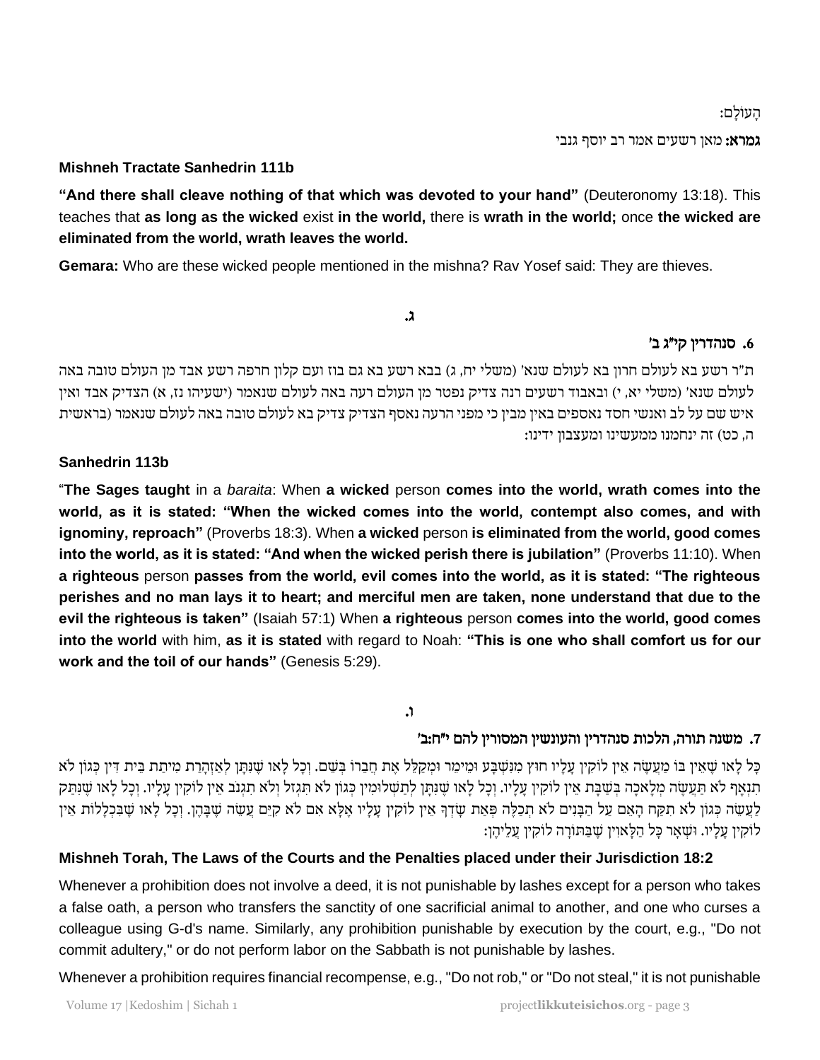הָעוֹלָם:

**גמרא:** מאן רשעים אמר רב יוסף גנבי

**Mishneh Tractate Sanhedrin 111b**

**"And there shall cleave nothing of that which was devoted to your hand"** (Deuteronomy 13:18). This teaches that **as long as the wicked** exist **in the world,** there is **wrath in the world;** once **the wicked are eliminated from the world, wrath leaves the world.**

**Gemara:** Who are these wicked people mentioned in the mishna? Rav Yosef said: They are thieves.

**ג.**

### 6. סנהדרין קי"ג ב'

ת"ר רשע בא לעולם חרון בא לעולם שנא' (משלי יח, ג) בבא רשע בא גם בוז ועם קלון חרפה רשע אבד מן העולם טובה באה לעולם שנא' (משלי יא, י) ובאבוד רשעים רנה צדיק נפטר מן העולם רעה באה לעולם שנאמר (ישעיהו נז, א) הצדיק אבד ואין איש שם על לב ואנשי חסד נאספים באין מבין כי מפני הרעה נאסף הצדיק צדיק בא לעולם טובה באה לעולם שנאמר (בראשית ה, כט) זה ינחמנו ממעשינו ומעצבון ידינו:

**Sanhedrin 113b**

"**The Sages taught** in a *baraita*: When **a wicked** person **comes into the world, wrath comes into the world, as it is stated: "When the wicked comes into the world, contempt also comes, and with ignominy, reproach"** (Proverbs 18:3). When **a wicked** person **is eliminated from the world, good comes into the world, as it is stated: "And when the wicked perish there is jubilation"** (Proverbs 11:10). When **a righteous** person **passes from the world, evil comes into the world, as it is stated: "The righteous perishes and no man lays it to heart; and merciful men are taken, none understand that due to the evil the righteous is taken"** (Isaiah 57:1) When **a righteous** person **comes into the world, good comes into the world** with him, **as it is stated** with regard to Noah: **"This is one who shall comfort us for our work and the toil of our hands"** (Genesis 5:29).

**ו.**

### 7. משנה תורה, הלכות סנהדרין והעונשין המסורין להם י"ח:ב'

כָּל לָאו שֶׁאֵין בּוֹ מַעֲשֶׂה אֵין לוֹקִין עָלָיו חוּץ מִנִּשְׁבָּע וּמֵימֵר וּמְקַלֵּל אֶת חֲבֵרוֹ בְּשֵׁם. וְכָל לָאו שֶׁנִּתָּן לְאַזְהָרַת מִיתַת בֵּית דִּין כְּגוֹן לֹא תִנְאָף לֹא תַעֲשֶׂה מְלָאכָה בְּשַׁבָּת אֵין לוֹקִין עָלָיו. וְכָל לָאו שֶׁנִּתָּן לְתַשְׁלוּמִין כְּגוֹן לֹא תִגְזֹל וְלֹא תִגְנֹב אֵין לוֹקִין עָלָיו. וְכָל לָאו שֶׁנִּתַּק לַעֲשֵׂה כְּגוֹן לֹא תִקַּח הָאֵם עַל הַבָּנִים לֹא תְכַלֶּה פְּאַת שָׂדְךָ אֵין לוֹקִין עָלָיו אֶלָּא אִם לֹא קִיֵּם עֲשֵׂה שֶׁבָּהֶן. וְכָל לָאו שֶׁבִּכְלָלוֹת אֵין לוֹקִין עָלָיו. וּשְׁאָר כָּל הַלָּאוִין שֶׁבַּתּוֹרָה לוֹקִין עֲלֵיהֶן:

**Mishneh Torah, The Laws of the Courts and the Penalties placed under their Jurisdiction 18:2**

Whenever a prohibition does not involve a deed, it is not punishable by lashes except for a person who takes a false oath, a person who transfers the sanctity of one sacrificial animal to another, and one who curses a colleague using G-d's name. Similarly, any prohibition punishable by execution by the court, e.g., "Do not commit adultery," or do not perform labor on the Sabbath is not punishable by lashes.

Whenever a prohibition requires financial recompense, e.g., "Do not rob," or "Do not steal," it is not punishable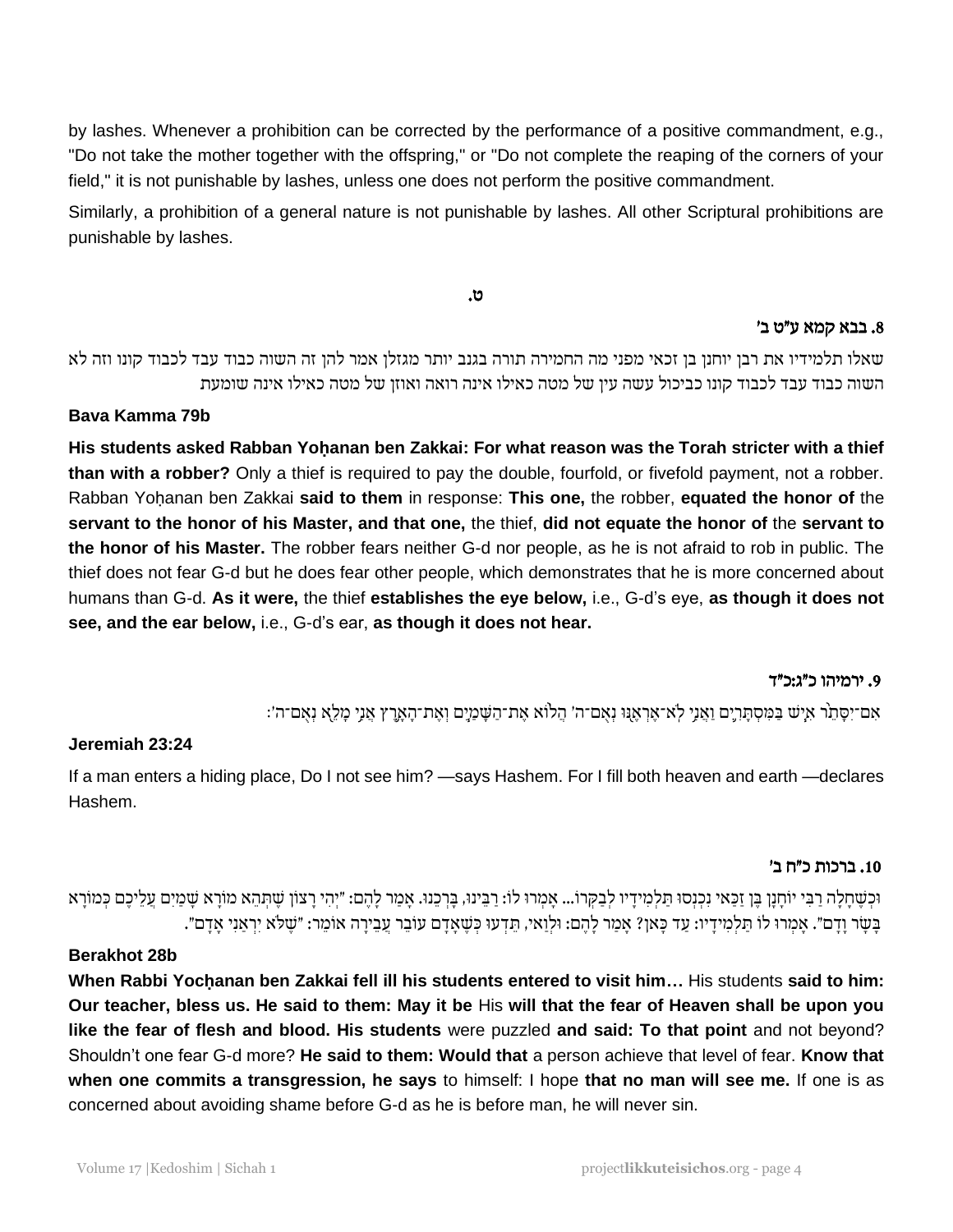by lashes. Whenever a prohibition can be corrected by the performance of a positive commandment, e.g., "Do not take the mother together with the offspring," or "Do not complete the reaping of the corners of your field," it is not punishable by lashes, unless one does not perform the positive commandment.

Similarly, a prohibition of a general nature is not punishable by lashes. All other Scriptural prohibitions are punishable by lashes.

ט.

### 8. בבא קמא ע"ט ב'

שאלו תלמידיו את רבן יוחנן בן זכאי מפני מה החמירה תורה בגנב יותר מגזלן אמר להן זה השוה כבוד עבד לכבוד קונו וזה לא השוה כבוד עבד לכבוד קונו כביכול עשה עין של מטה כאילו אינה רואה ואוזן של מטה כאילו אינה שומעת

**Bava Kamma 79b**

**His students asked Rabban Yoḥanan ben Zakkai: For what reason was the Torah stricter with a thief than with a robber?** Only a thief is required to pay the double, fourfold, or fivefold payment, not a robber. Rabban Yoḥanan ben Zakkai **said to them** in response: **This one,** the robber, **equated the honor of** the **servant to the honor of his Master, and that one,** the thief, **did not equate the honor of** the **servant to the honor of his Master.** The robber fears neither G-d nor people, as he is not afraid to rob in public. The thief does not fear G-d but he does fear other people, which demonstrates that he is more concerned about humans than G-d. **As it were,** the thief **establishes the eye below,** i.e., G-d's eye, **as though it does not see, and the ear below,** i.e., G-d's ear, **as though it does not hear.**

### 9. ירמיהו כ"ג:כ"ד

אִם־יִסָּתֵ֨ר אִ֧ישׁ בַּמִּסְתָּרִ֛ים וַאֲנִ֥י לֹא־אֶרְאֶ֖נּוּ נְאֻם־ה' הֲל֨וֹא אֶת־הַשָּׁמַ֧יִם וְאֶת־הָאָ֛רֶץ אֲנִ֥י מָלֵ֖א נְאֻם־ה':

**Jeremiah 23:24**

If a man enters a hiding place, Do I not see him? —says Hashem. For I fill both heaven and earth —declares Hashem.

### 10. ברכות כ"ח ב'

וּכְשֶׁחָלָה רַבִּי יוֹחָנָן בֶּן זַכַּאי נִכְנְסוּ תַּלְמִידָיו לְבַקְּרוֹ... אָמְרוּ לוֹ: רַבֵּינוּ, בָּרְכֵנוּ. אָמַר לָהֶם: "יְהִי רָצוֹן שֶׁתְּהֵא מוֹרָא שָׁמַיִם עֲלֵיכֶם כְּמוֹרָא בָּשָׂר וָדָם". אָמְרוּ לוֹ תַּלְמִידָיו: עַד כָּאן? אָמַר לָהֶם: וּלְוַאי, תֵּדְעוּ כְּשֶׁאָדָם עוֹבֵר עֲבֵירָה אוֹמֵר: "שֶׁלֹּא יִרְאֵנִי אָדָם".

**Berakhot 28b**

**When Rabbi Yocḥanan ben Zakkai fell ill his students entered to visit him…** His students **said to him: Our teacher, bless us. He said to them: May it be** His **will that the fear of Heaven shall be upon you like the fear of flesh and blood. His students** were puzzled **and said: To that point** and not beyond? Shouldn't one fear G-d more? **He said to them: Would that** a person achieve that level of fear. **Know that when one commits a transgression, he says** to himself: I hope **that no man will see me.** If one is as concerned about avoiding shame before G-d as he is before man, he will never sin.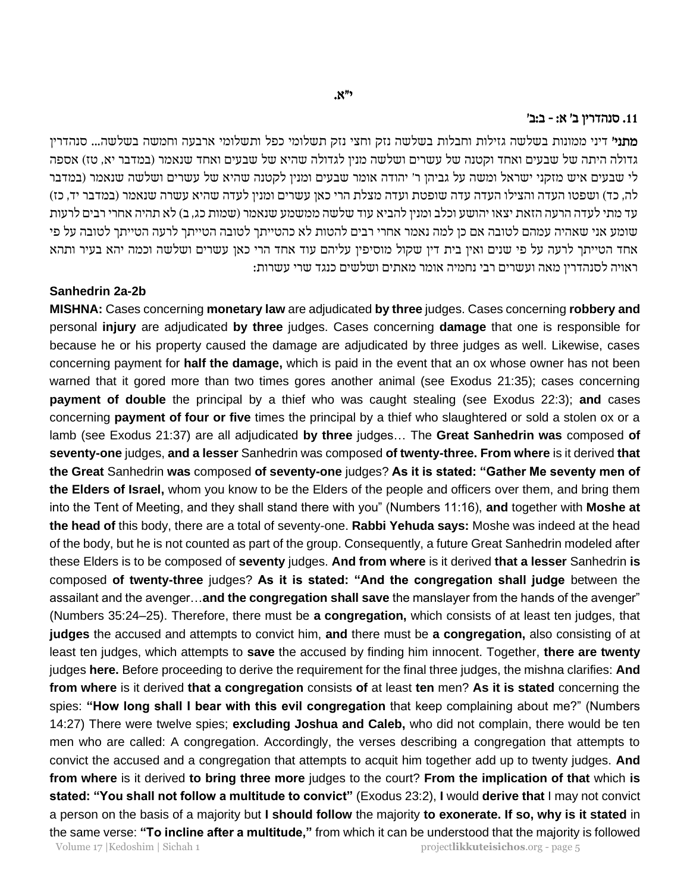**י"א.**

**11. סנהדרין ב' א: - ב:ב'**

**מתני'** דיני ממונות בשלשה גזילות וחבלות בשלשה נזק וחצי נזק תשלומי כפל ותשלומי ארבעה וחמשה בשלשה... סנהדרין גדולה היתה של שבעים ואחד וקטנה של עשרים ושלשה מנין לגדולה שהיא של שבעים ואחד שנאמר (במדבר יא, טז) אספה לי שבעים איש מזקני ישראל ומשה על גביהן ר' יהודה אומר שבעים ומנין לקטנה שהיא של עשרים ושלשה שנאמר (במדבר לה, כד) ושפטו העדה והצילו העדה עדה שופטת ועדה מצלת הרי כאן עשרים ומנין לעדה שהיא עשרה שנאמר (במדבר יד, כז) עד מתי לעדה הרעה הזאת יצאו יהושע וכלב ומנין להביא עוד שלשה ממשמע שנאמר (שמות כג, ב) לא תהיה אחרי רבים לרעות שומע אני שאהיה עמהם לטובה אם כן למה נאמר אחרי רבים להטות לא כהטייתך לטובה הטייתך לרעה הטייתך לטובה על פי אחד הטייתך לרעה על פי שנים ואין בית דין שקול מוסיפין עליהם עוד אחד הרי כאן עשרים ושלשה וכמה יהא בעיר ותהא ראויה לסנהדרין מאה ועשרים רבי נחמיה אומר מאתים ושלשים כנגד שרי עשרות:

**Sanhedrin 2a-2b**

**MISHNA:** Cases concerning **monetary law** are adjudicated **by three** judges. Cases concerning **robbery and** personal **injury** are adjudicated **by three** judges. Cases concerning **damage** that one is responsible for because he or his property caused the damage are adjudicated by three judges as well. Likewise, cases concerning payment for **half the damage,** which is paid in the event that an ox whose owner has not been warned that it gored more than two times gores another animal (see Exodus 21:35); cases concerning **payment of double** the principal by a thief who was caught stealing (see Exodus 22:3); **and** cases concerning **payment of four or five** times the principal by a thief who slaughtered or sold a stolen ox or a lamb (see Exodus 21:37) are all adjudicated **by three** judges… The **Great Sanhedrin was** composed **of seventy-one** judges, **and a lesser** Sanhedrin was composed **of twenty-three. From where** is it derived **that the Great** Sanhedrin **was** composed **of seventy-one** judges? **As it is stated: "Gather Me seventy men of the Elders of Israel,** whom you know to be the Elders of the people and officers over them, and bring them into the Tent of Meeting, and they shall stand there with you" (Numbers 11:16), **and** together with **Moshe at the head of** this body, there are a total of seventy-one. **Rabbi Yehuda says:** Moshe was indeed at the head of the body, but he is not counted as part of the group. Consequently, a future Great Sanhedrin modeled after these Elders is to be composed of **seventy** judges. **And from where** is it derived **that a lesser** Sanhedrin **is** composed **of twenty-three** judges? **As it is stated: "And the congregation shall judge** between the assailant and the avenger…**and the congregation shall save** the manslayer from the hands of the avenger" (Numbers 35:24–25). Therefore, there must be **a congregation,** which consists of at least ten judges, that **judges** the accused and attempts to convict him, **and** there must be **a congregation,** also consisting of at least ten judges, which attempts to **save** the accused by finding him innocent. Together, **there are twenty** judges **here.** Before proceeding to derive the requirement for the final three judges, the mishna clarifies: **And from where** is it derived **that a congregation** consists **of** at least **ten** men? **As it is stated** concerning the spies: **"How long shall I bear with this evil congregation** that keep complaining about me?" (Numbers 14:27) There were twelve spies; **excluding Joshua and Caleb,** who did not complain, there would be ten men who are called: A congregation. Accordingly, the verses describing a congregation that attempts to convict the accused and a congregation that attempts to acquit him together add up to twenty judges. **And from where** is it derived **to bring three more** judges to the court? **From the implication of that** which **is stated: "You shall not follow a multitude to convict"** (Exodus 23:2), **I** would **derive that** I may not convict a person on the basis of a majority but **I should follow** the majority **to exonerate. If so, why is it stated** in the same verse: **"To incline after a multitude,"** from which it can be understood that the majority is followed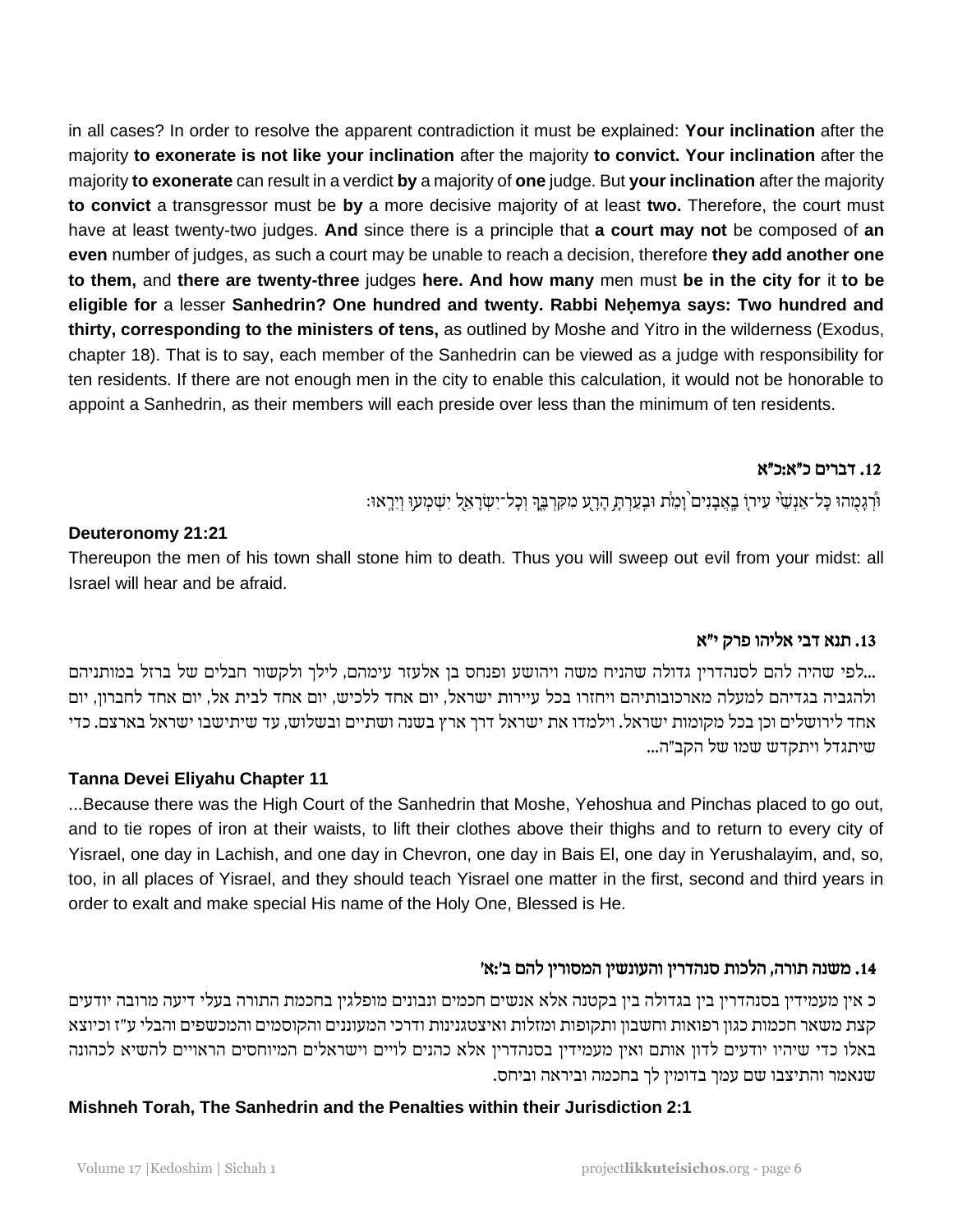in all cases? In order to resolve the apparent contradiction it must be explained: **Your inclination** after the majority **to exonerate is not like your inclination** after the majority **to convict. Your inclination** after the majority **to exonerate** can result in a verdict **by** a majority of **one** judge. But **your inclination** after the majority **to convict** a transgressor must be **by** a more decisive majority of at least **two.** Therefore, the court must have at least twenty-two judges. **And** since there is a principle that **a court may not** be composed of **an even** number of judges, as such a court may be unable to reach a decision, therefore **they add another one to them,** and **there are twenty-three** judges **here. And how many** men must **be in the city for** it **to be eligible for** a lesser **Sanhedrin? One hundred and twenty. Rabbi Neḥemya says: Two hundred and thirty, corresponding to the ministers of tens,** as outlined by Moshe and Yitro in the wilderness (Exodus, chapter 18). That is to say, each member of the Sanhedrin can be viewed as a judge with responsibility for ten residents. If there are not enough men in the city to enable this calculation, it would not be honorable to appoint a Sanhedrin, as their members will each preside over less than the minimum of ten residents.

### 12. דברים כ״א:כ״א

וּ֠רְגָמֻהוּ כָּל־אַנְשֵׁ֨י עִיר֤וֹ בָֽאֲבָנִים֙ וָמֵ֔ת וּבִֽעַרְתָּ֥ הָרָ֖ע מִקִּרְבֶּ֑ךָ וְכָל־יִשְׂרָאֵ֖ל יִשְׁמְע֥וּ וְיִרָֽאוּ׃

**Deuteronomy 21:21**

Thereupon the men of his town shall stone him to death. Thus you will sweep out evil from your midst: all Israel will hear and be afraid.

### 13. תנא דבי אליהו פרק י״א

...לפי שהיה להם לסנהדרין גדולה שהניח משה ויהושע ופנחס בן אלעזר עימהם, לילך ולקשור חבלים של ברזל במותניהם ולהגביה בגדיהם למעלה מארכובותיהם ויחזרו בכל עיירות ישראל, יום אחד ללכיש, יום אחד לבית אל, יום אחד לחברון, יום אחד לירושלים וכן בכל מקומות ישראל. וילמדו את ישראל דרך ארץ בשנה ושתיים ובשלוש, עד שיתישבו ישראל בארצם. כדי שיתגדל ויתקדש שמו של הקב״ה...

**Tanna Devei Eliyahu Chapter 11**

...Because there was the High Court of the Sanhedrin that Moshe, Yehoshua and Pinchas placed to go out, and to tie ropes of iron at their waists, to lift their clothes above their thighs and to return to every city of Yisrael, one day in Lachish, and one day in Chevron, one day in Bais El, one day in Yerushalayim, and, so, too, in all places of Yisrael, and they should teach Yisrael one matter in the first, second and third years in order to exalt and make special His name of the Holy One, Blessed is He.

### 14. משנה תורה, הלכות סנהדרין והעונשין המסורין להם ב׳:א׳

כ אין מעמידין בסנהדרין בין בקטנה בין בגדולה אלא אנשים חכמים ונבונים מופלגין בחכמת התורה בעלי דיעה מרובה יודעים קצת משאר חכמות כגון רפואות וחשבון ותקופות ומזלות ואיצטגנינות ודרכי המעוננים והקוסמים והמכשפים והבלי ע״ז וכיוצא באלו כדי שיהיו יודעים לדון אותם ואין מעמידין בסנהדרין אלא כהנים לויים וישראלים המיוחסים הראויים להשיא לכהונה שנאמר והתיצבו שם עמך בדומין לך בחכמה וביראה וביחס.

**Mishneh Torah, The Sanhedrin and the Penalties within their Jurisdiction 2:1**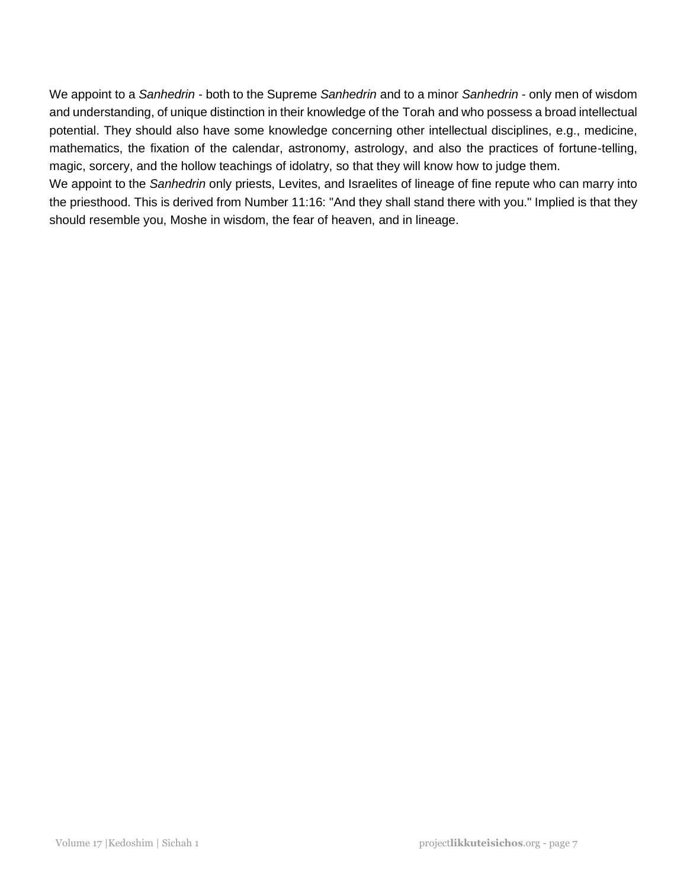We appoint to a *Sanhedrin* - both to the Supreme *Sanhedrin* and to a minor *Sanhedrin* - only men of wisdom and understanding, of unique distinction in their knowledge of the Torah and who possess a broad intellectual potential. They should also have some knowledge concerning other intellectual disciplines, e.g., medicine, mathematics, the fixation of the calendar, astronomy, astrology, and also the practices of fortune-telling, magic, sorcery, and the hollow teachings of idolatry, so that they will know how to judge them.

We appoint to the *Sanhedrin* only priests, Levites, and Israelites of lineage of fine repute who can marry into the priesthood. This is derived from Number 11:16: "And they shall stand there with you." Implied is that they should resemble you, Moshe in wisdom, the fear of heaven, and in lineage.